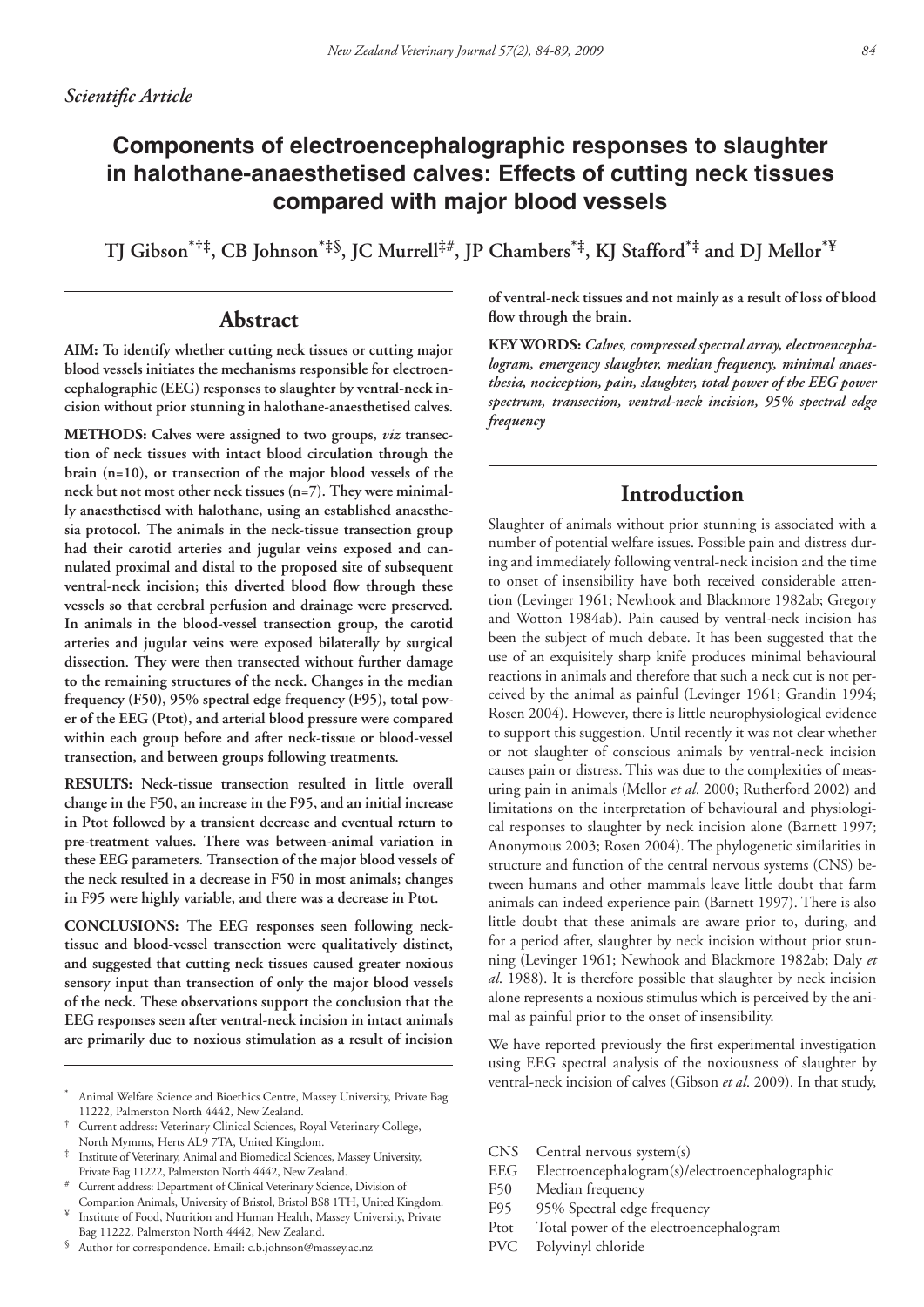*Scientific Article*

# Components of electroencephalographic responses to slaughter in halothane-anaesthetised calves: Effects of cutting neck tissues compared with major blood vessels

**TJ Gibson[*†‡], CB Johnson[*‡§], JC Murrell[‡#], JP Chambers[*‡], KJ Stafford[*‡] and DJ Mellor[*¥]**

## Abstract

**AIM:** **To identify whether cutting neck tissues or cutting major blood vessels initiates the mechanisms responsible for electroencephalographic (EEG) responses to slaughter by ventral-neck incision without prior stunning in halothane-anaesthetised calves.**

**METHODS:** **Calves were assigned to two groups, *viz* transection of neck tissues with intact blood circulation through the brain (n=10), or transection of the major blood vessels of the neck but not most other neck tissues (n=7). They were minimally anaesthetised with halothane, using an established anaesthesia protocol. The animals in the neck-tissue transection group had their carotid arteries and jugular veins exposed and cannulated proximal and distal to the proposed site of subsequent ventral-neck incision; this diverted blood flow through these vessels so that cerebral perfusion and drainage were preserved. In animals in the blood-vessel transection group, the carotid arteries and jugular veins were exposed bilaterally by surgical dissection. They were then transected without further damage to the remaining structures of the neck. Changes in the median frequency (F50), 95% spectral edge frequency (F95), total power of the EEG (Ptot), and arterial blood pressure were compared within each group before and after neck-tissue or blood-vessel transection, and between groups following treatments.**

**RESULTS:** **Neck-tissue transection resulted in little overall change in the F50, an increase in the F95, and an initial increase in Ptot followed by a transient decrease and eventual return to pre-treatment values. There was between-animal variation in these EEG parameters. Transection of the major blood vessels of the neck resulted in a decrease in F50 in most animals; changes in F95 were highly variable, and there was a decrease in Ptot.**

**CONCLUSIONS:** **The EEG responses seen following neck-tissue and blood-vessel transection were qualitatively distinct, and suggested that cutting neck tissues caused greater noxious sensory input than transection of only the major blood vessels of the neck. These observations support the conclusion that the EEG responses seen after ventral-neck incision in intact animals are primarily due to noxious stimulation as a result of incision of ventral-neck tissues and not mainly as a result of loss of blood flow through the brain.**

**KEY WORDS:** ***Calves, compressed spectral array, electroencephalogram, emergency slaughter, median frequency, minimal anaesthesia, nociception, pain, slaughter, total power of the EEG power spectrum, transection, ventral-neck incision, 95% spectral edge frequency***

## Introduction

Slaughter of animals without prior stunning is associated with a number of potential welfare issues. Possible pain and distress during and immediately following ventral-neck incision and the time to onset of insensibility have both received considerable attention (Levinger 1961; Newhook and Blackmore 1982ab; Gregory and Wotton 1984ab). Pain caused by ventral-neck incision has been the subject of much debate. It has been suggested that the use of an exquisitely sharp knife produces minimal behavioural reactions in animals and therefore that such a neck cut is not perceived by the animal as painful (Levinger 1961; Grandin 1994; Rosen 2004). However, there is little neurophysiological evidence to support this suggestion. Until recently it was not clear whether or not slaughter of conscious animals by ventral-neck incision causes pain or distress. This was due to the complexities of measuring pain in animals (Mellor *et al*. 2000; Rutherford 2002) and limitations on the interpretation of behavioural and physiological responses to slaughter by neck incision alone (Barnett 1997; Anonymous 2003; Rosen 2004). The phylogenetic similarities in structure and function of the central nervous systems (CNS) between humans and other mammals leave little doubt that farm animals can indeed experience pain (Barnett 1997). There is also little doubt that these animals are aware prior to, during, and for a period after, slaughter by neck incision without prior stunning (Levinger 1961; Newhook and Blackmore 1982ab; Daly *et al*. 1988). It is therefore possible that slaughter by neck incision alone represents a noxious stimulus which is perceived by the animal as painful prior to the onset of insensibility.

We have reported previously the first experimental investigation using EEG spectral analysis of the noxiousness of slaughter by ventral-neck incision of calves (Gibson *et al*. 2009). In that study,

---

[*] Animal Welfare Science and Bioethics Centre, Massey University, Private Bag 11222, Palmerston North 4442, New Zealand.

[†] Current address: Veterinary Clinical Sciences, Royal Veterinary College, North Mymms, Herts AL9 7TA, United Kingdom.

[‡] Institute of Veterinary, Animal and Biomedical Sciences, Massey University, Private Bag 11222, Palmerston North 4442, New Zealand.

[#] Current address: Department of Clinical Veterinary Science, Division of Companion Animals, University of Bristol, Bristol BS8 1TH, United Kingdom.

[¥] Institute of Food, Nutrition and Human Health, Massey University, Private Bag 11222, Palmerston North 4442, New Zealand.

[§] Author for correspondence. Email: c.b.johnson@massey.ac.nz

---

CNS Central nervous system(s)
EEG Electroencephalogram(s)/electroencephalographic
F50 Median frequency
F95 95% Spectral edge frequency
Ptot Total power of the electroencephalogram
PVC Polyvinyl chloride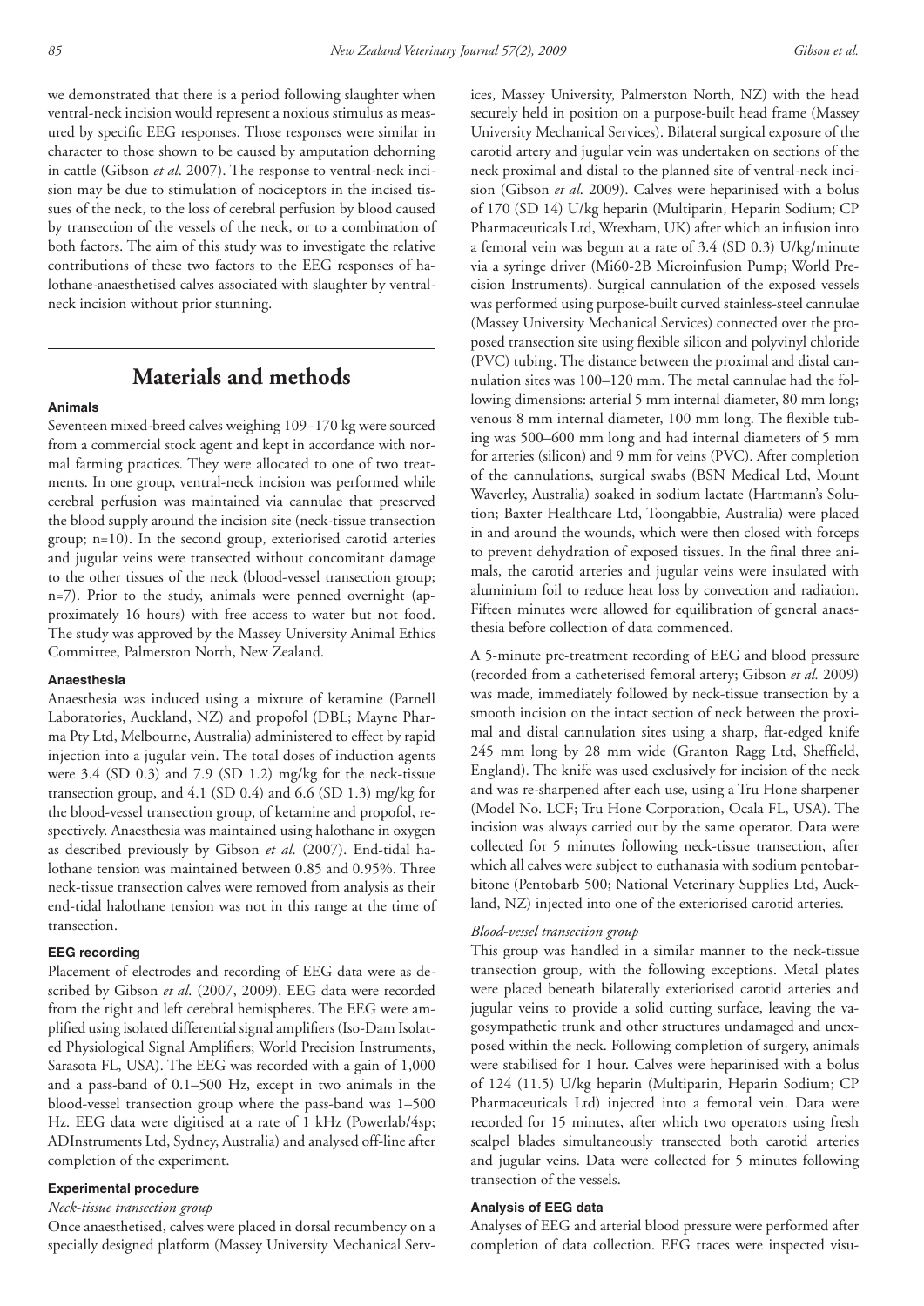we demonstrated that there is a period following slaughter when ventral-neck incision would represent a noxious stimulus as measured by specific EEG responses. Those responses were similar in character to those shown to be caused by amputation dehorning in cattle (Gibson *et al*. 2007). The response to ventral-neck incision may be due to stimulation of nociceptors in the incised tissues of the neck, to the loss of cerebral perfusion by blood caused by transection of the vessels of the neck, or to a combination of both factors. The aim of this study was to investigate the relative contributions of these two factors to the EEG responses of halothane-anaesthetised calves associated with slaughter by ventral-neck incision without prior stunning.

## Materials and methods

### Animals

Seventeen mixed-breed calves weighing 109–170 kg were sourced from a commercial stock agent and kept in accordance with normal farming practices. They were allocated to one of two treatments. In one group, ventral-neck incision was performed while cerebral perfusion was maintained via cannulae that preserved the blood supply around the incision site (neck-tissue transection group; n=10). In the second group, exteriorised carotid arteries and jugular veins were transected without concomitant damage to the other tissues of the neck (blood-vessel transection group; n=7). Prior to the study, animals were penned overnight (approximately 16 hours) with free access to water but not food. The study was approved by the Massey University Animal Ethics Committee, Palmerston North, New Zealand.

### Anaesthesia

Anaesthesia was induced using a mixture of ketamine (Parnell Laboratories, Auckland, NZ) and propofol (DBL; Mayne Pharma Pty Ltd, Melbourne, Australia) administered to effect by rapid injection into a jugular vein. The total doses of induction agents were 3.4 (SD 0.3) and 7.9 (SD 1.2) mg/kg for the neck-tissue transection group, and 4.1 (SD 0.4) and 6.6 (SD 1.3) mg/kg for the blood-vessel transection group, of ketamine and propofol, respectively. Anaesthesia was maintained using halothane in oxygen as described previously by Gibson *et al*. (2007). End-tidal halothane tension was maintained between 0.85 and 0.95%. Three neck-tissue transection calves were removed from analysis as their end-tidal halothane tension was not in this range at the time of transection.

### EEG recording

Placement of electrodes and recording of EEG data were as described by Gibson *et al*. (2007, 2009). EEG data were recorded from the right and left cerebral hemispheres. The EEG were amplified using isolated differential signal amplifiers (Iso-Dam Isolated Physiological Signal Amplifiers; World Precision Instruments, Sarasota FL, USA). The EEG was recorded with a gain of 1,000 and a pass-band of 0.1–500 Hz, except in two animals in the blood-vessel transection group where the pass-band was 1–500 Hz. EEG data were digitised at a rate of 1 kHz (Powerlab/4sp; ADInstruments Ltd, Sydney, Australia) and analysed off-line after completion of the experiment.

### Experimental procedure

*Neck-tissue transection group*

Once anaesthetised, calves were placed in dorsal recumbency on a specially designed platform (Massey University Mechanical Services, Massey University, Palmerston North, NZ) with the head securely held in position on a purpose-built head frame (Massey University Mechanical Services). Bilateral surgical exposure of the carotid artery and jugular vein was undertaken on sections of the neck proximal and distal to the planned site of ventral-neck incision (Gibson *et al*. 2009). Calves were heparinised with a bolus of 170 (SD 14) U/kg heparin (Multiparin, Heparin Sodium; CP Pharmaceuticals Ltd, Wrexham, UK) after which an infusion into a femoral vein was begun at a rate of 3.4 (SD 0.3) U/kg/minute via a syringe driver (Mi60-2B Microinfusion Pump; World Precision Instruments). Surgical cannulation of the exposed vessels was performed using purpose-built curved stainless-steel cannulae (Massey University Mechanical Services) connected over the proposed transection site using flexible silicon and polyvinyl chloride (PVC) tubing. The distance between the proximal and distal cannulation sites was 100–120 mm. The metal cannulae had the following dimensions: arterial 5 mm internal diameter, 80 mm long; venous 8 mm internal diameter, 100 mm long. The flexible tubing was 500–600 mm long and had internal diameters of 5 mm for arteries (silicon) and 9 mm for veins (PVC). After completion of the cannulations, surgical swabs (BSN Medical Ltd, Mount Waverley, Australia) soaked in sodium lactate (Hartmann's Solution; Baxter Healthcare Ltd, Toongabbie, Australia) were placed in and around the wounds, which were then closed with forceps to prevent dehydration of exposed tissues. In the final three animals, the carotid arteries and jugular veins were insulated with aluminium foil to reduce heat loss by convection and radiation. Fifteen minutes were allowed for equilibration of general anaesthesia before collection of data commenced.

A 5-minute pre-treatment recording of EEG and blood pressure (recorded from a catheterised femoral artery; Gibson *et al.* 2009) was made, immediately followed by neck-tissue transection by a smooth incision on the intact section of neck between the proximal and distal cannulation sites using a sharp, flat-edged knife 245 mm long by 28 mm wide (Granton Ragg Ltd, Sheffield, England). The knife was used exclusively for incision of the neck and was re-sharpened after each use, using a Tru Hone sharpener (Model No. LCF; Tru Hone Corporation, Ocala FL, USA). The incision was always carried out by the same operator. Data were collected for 5 minutes following neck-tissue transection, after which all calves were subject to euthanasia with sodium pentobarbitone (Pentobarb 500; National Veterinary Supplies Ltd, Auckland, NZ) injected into one of the exteriorised carotid arteries.

*Blood-vessel transection group*

This group was handled in a similar manner to the neck-tissue transection group, with the following exceptions. Metal plates were placed beneath bilaterally exteriorised carotid arteries and jugular veins to provide a solid cutting surface, leaving the vagosympathetic trunk and other structures undamaged and unexposed within the neck. Following completion of surgery, animals were stabilised for 1 hour. Calves were heparinised with a bolus of 124 (11.5) U/kg heparin (Multiparin, Heparin Sodium; CP Pharmaceuticals Ltd) injected into a femoral vein. Data were recorded for 15 minutes, after which two operators using fresh scalpel blades simultaneously transected both carotid arteries and jugular veins. Data were collected for 5 minutes following transection of the vessels.

### Analysis of EEG data

Analyses of EEG and arterial blood pressure were performed after completion of data collection. EEG traces were inspected visu-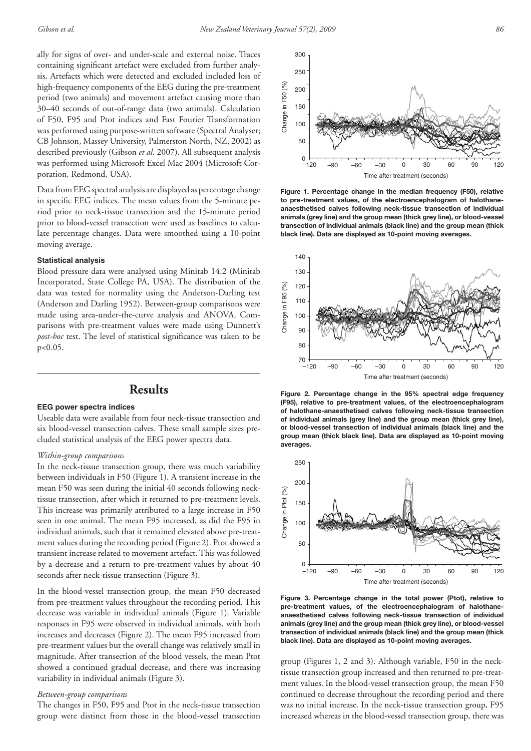ally for signs of over- and under-scale and external noise. Traces containing significant artefact were excluded from further analysis. Artefacts which were detected and excluded included loss of high-frequency components of the EEG during the pre-treatment period (two animals) and movement artefact causing more than 30–40 seconds of out-of-range data (two animals). Calculation of F50, F95 and Ptot indices and Fast Fourier Transformation was performed using purpose-written software (Spectral Analyser; CB Johnson, Massey University, Palmerston North, NZ, 2002) as described previously (Gibson *et al*. 2007). All subsequent analysis was performed using Microsoft Excel Mac 2004 (Microsoft Corporation, Redmond, USA).

Data from EEG spectral analysis are displayed as percentage change in specific EEG indices. The mean values from the 5-minute period prior to neck-tissue transection and the 15-minute period prior to blood-vessel transection were used as baselines to calculate percentage changes. Data were smoothed using a 10-point moving average.

#### Statistical analysis

Blood pressure data were analysed using Minitab 14.2 (Minitab Incorporated, State College PA, USA). The distribution of the data was tested for normality using the Anderson-Darling test (Anderson and Darling 1952). Between-group comparisons were made using area-under-the-curve analysis and ANOVA. Comparisons with pre-treatment values were made using Dunnett's *post-hoc* test. The level of statistical significance was taken to be $p<0.05$.

## Results

#### EEG power spectra indices

Useable data were available from four neck-tissue transection and six blood-vessel transection calves. These small sample sizes precluded statistical analysis of the EEG power spectra data.

*Within-group comparisons*

In the neck-tissue transection group, there was much variability between individuals in F50 (Figure 1). A transient increase in the mean F50 was seen during the initial 40 seconds following neck-tissue transection, after which it returned to pre-treatment levels. This increase was primarily attributed to a large increase in F50 seen in one animal. The mean F95 increased, as did the F95 in individual animals, such that it remained elevated above pre-treatment values during the recording period (Figure 2). Ptot showed a transient increase related to movement artefact. This was followed by a decrease and a return to pre-treatment values by about 40 seconds after neck-tissue transection (Figure 3).

In the blood-vessel transection group, the mean F50 decreased from pre-treatment values throughout the recording period. This decrease was variable in individual animals (Figure 1). Variable responses in F95 were observed in individual animals, with both increases and decreases (Figure 2). The mean F95 increased from pre-treatment values but the overall change was relatively small in magnitude. After transection of the blood vessels, the mean Ptot showed a continued gradual decrease, and there was increasing variability in individual animals (Figure 3).

*Between-group comparisons*

The changes in F50, F95 and Ptot in the neck-tissue transection group were distinct from those in the blood-vessel transection group (Figures 1, 2 and 3). Although variable, F50 in the neck-tissue transection group increased and then returned to pre-treatment values. In the blood-vessel transection group, the mean F50 continued to decrease throughout the recording period and there was no initial increase. In the neck-tissue transection group, F95 increased whereas in the blood-vessel transection group, there was

**Figure 1. Percentage change in the median frequency (F50), relative to pre-treatment values, of the electroencephalogram of halothane-anaesthetised calves following neck-tissue transection of individual animals (grey line) and the group mean (thick grey line), or blood-vessel transection of individual animals (black line) and the group mean (thick black line). Data are displayed as 10-point moving averages.**

**Figure 2. Percentage change in the 95% spectral edge frequency (F95), relative to pre-treatment values, of the electroencephalogram of halothane-anaesthetised calves following neck-tissue transection of individual animals (grey line) and the group mean (thick grey line), or blood-vessel transection of individual animals (black line) and the group mean (thick black line). Data are displayed as 10-point moving averages.**

**Figure 3. Percentage change in the total power (Ptot), relative to pre-treatment values, of the electroencephalogram of halothane-anaesthetised calves following neck-tissue transection of individual animals (grey line) and the group mean (thick grey line), or blood-vessel transection of individual animals (black line) and the group mean (thick black line). Data are displayed as 10-point moving averages.**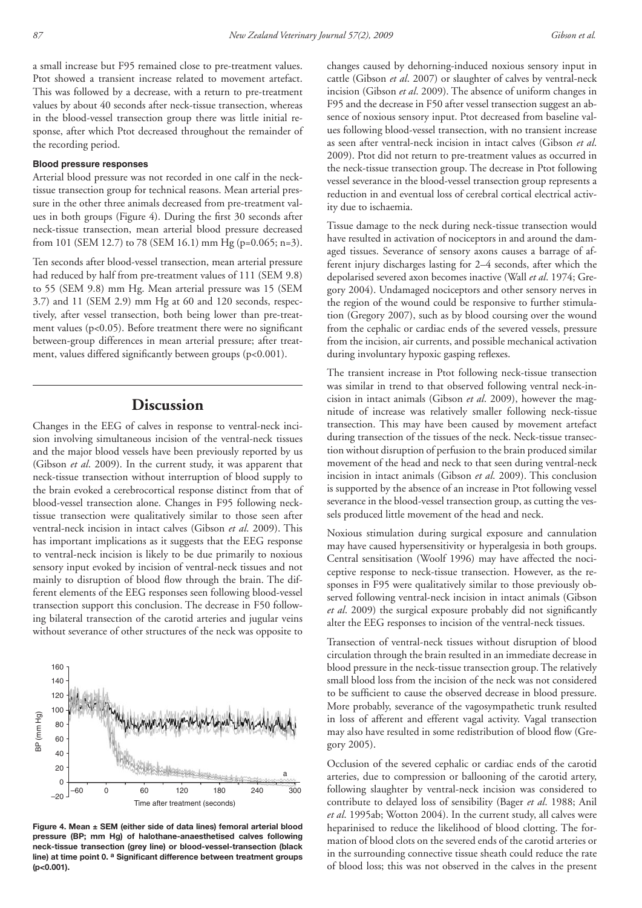a small increase but F95 remained close to pre-treatment values. Ptot showed a transient increase related to movement artefact. This was followed by a decrease, with a return to pre-treatment values by about 40 seconds after neck-tissue transection, whereas in the blood-vessel transection group there was little initial response, after which Ptot decreased throughout the remainder of the recording period.

### Blood pressure responses

Arterial blood pressure was not recorded in one calf in the neck-tissue transection group for technical reasons. Mean arterial pressure in the other three animals decreased from pre-treatment values in both groups (Figure 4). During the first 30 seconds after neck-tissue transection, mean arterial blood pressure decreased from 101 (SEM 12.7) to 78 (SEM 16.1) mm Hg ($p=0.065$; $n=3$).

Ten seconds after blood-vessel transection, mean arterial pressure had reduced by half from pre-treatment values of 111 (SEM 9.8) to 55 (SEM 9.8) mm Hg. Mean arterial pressure was 15 (SEM 3.7) and 11 (SEM 2.9) mm Hg at 60 and 120 seconds, respectively, after vessel transection, both being lower than pre-treatment values ($p<0.05$). Before treatment there were no significant between-group differences in mean arterial pressure; after treatment, values differed significantly between groups ($p<0.001$).

## Discussion

Changes in the EEG of calves in response to ventral-neck incision involving simultaneous incision of the ventral-neck tissues and the major blood vessels have been previously reported by us (Gibson *et al*. 2009). In the current study, it was apparent that neck-tissue transection without interruption of blood supply to the brain evoked a cerebrocortical response distinct from that of blood-vessel transection alone. Changes in F95 following neck-tissue transection were qualitatively similar to those seen after ventral-neck incision in intact calves (Gibson *et al*. 2009). This has important implications as it suggests that the EEG response to ventral-neck incision is likely to be due primarily to noxious sensory input evoked by incision of ventral-neck tissues and not mainly to disruption of blood flow through the brain. The different elements of the EEG responses seen following blood-vessel transection support this conclusion. The decrease in F50 following bilateral transection of the carotid arteries and jugular veins without severance of other structures of the neck was opposite to changes caused by dehorning-induced noxious sensory input in cattle (Gibson *et al*. 2007) or slaughter of calves by ventral-neck incision (Gibson *et al*. 2009). The absence of uniform changes in F95 and the decrease in F50 after vessel transection suggest an absence of noxious sensory input. Ptot decreased from baseline values following blood-vessel transection, with no transient increase as seen after ventral-neck incision in intact calves (Gibson *et al*. 2009). Ptot did not return to pre-treatment values as occurred in the neck-tissue transection group. The decrease in Ptot following vessel severance in the blood-vessel transection group represents a reduction in and eventual loss of cerebral cortical electrical activity due to ischaemia.

**Figure 4. Mean ± SEM (either side of data lines) femoral arterial blood pressure (BP; mm Hg) of halothane-anaesthetised calves following neck-tissue transection (grey line) or blood-vessel-transection (black line) at time point 0. [a] Significant difference between treatment groups (p<0.001).**

Tissue damage to the neck during neck-tissue transection would have resulted in activation of nociceptors in and around the damaged tissues. Severance of sensory axons causes a barrage of afferent injury discharges lasting for 2–4 seconds, after which the depolarised severed axon becomes inactive (Wall *et al*. 1974; Gregory 2004). Undamaged nociceptors and other sensory nerves in the region of the wound could be responsive to further stimulation (Gregory 2007), such as by blood coursing over the wound from the cephalic or cardiac ends of the severed vessels, pressure from the incision, air currents, and possible mechanical activation during involuntary hypoxic gasping reflexes.

The transient increase in Ptot following neck-tissue transection was similar in trend to that observed following ventral neck-incision in intact animals (Gibson *et al*. 2009), however the magnitude of increase was relatively smaller following neck-tissue transection. This may have been caused by movement artefact during transection of the tissues of the neck. Neck-tissue transection without disruption of perfusion to the brain produced similar movement of the head and neck to that seen during ventral-neck incision in intact animals (Gibson *et al*. 2009). This conclusion is supported by the absence of an increase in Ptot following vessel severance in the blood-vessel transection group, as cutting the vessels produced little movement of the head and neck.

Noxious stimulation during surgical exposure and cannulation may have caused hypersensitivity or hyperalgesia in both groups. Central sensitisation (Woolf 1996) may have affected the nociceptive response to neck-tissue transection. However, as the responses in F95 were qualitatively similar to those previously observed following ventral-neck incision in intact animals (Gibson *et al*. 2009) the surgical exposure probably did not significantly alter the EEG responses to incision of the ventral-neck tissues.

Transection of ventral-neck tissues without disruption of blood circulation through the brain resulted in an immediate decrease in blood pressure in the neck-tissue transection group. The relatively small blood loss from the incision of the neck was not considered to be sufficient to cause the observed decrease in blood pressure. More probably, severance of the vagosympathetic trunk resulted in loss of afferent and efferent vagal activity. Vagal transection may also have resulted in some redistribution of blood flow (Gregory 2005).

Occlusion of the severed cephalic or cardiac ends of the carotid arteries, due to compression or ballooning of the carotid artery, following slaughter by ventral-neck incision was considered to contribute to delayed loss of sensibility (Bager *et al*. 1988; Anil *et al*. 1995ab; Wotton 2004). In the current study, all calves were heparinised to reduce the likelihood of blood clotting. The formation of blood clots on the severed ends of the carotid arteries or in the surrounding connective tissue sheath could reduce the rate of blood loss; this was not observed in the calves in the present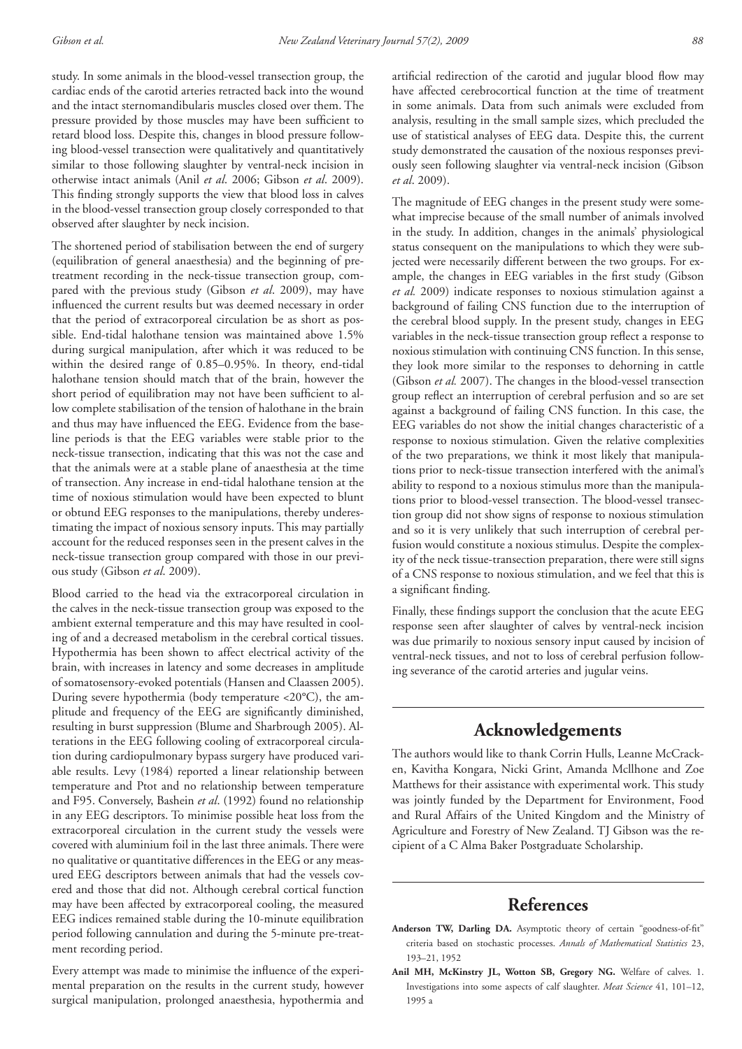study. In some animals in the blood-vessel transection group, the cardiac ends of the carotid arteries retracted back into the wound and the intact sternomandibularis muscles closed over them. The pressure provided by those muscles may have been sufficient to retard blood loss. Despite this, changes in blood pressure following blood-vessel transection were qualitatively and quantitatively similar to those following slaughter by ventral-neck incision in otherwise intact animals (Anil *et al*. 2006; Gibson *et al*. 2009). This finding strongly supports the view that blood loss in calves in the blood-vessel transection group closely corresponded to that observed after slaughter by neck incision.

The shortened period of stabilisation between the end of surgery (equilibration of general anaesthesia) and the beginning of pre-treatment recording in the neck-tissue transection group, compared with the previous study (Gibson *et al*. 2009), may have influenced the current results but was deemed necessary in order that the period of extracorporeal circulation be as short as possible. End-tidal halothane tension was maintained above 1.5% during surgical manipulation, after which it was reduced to be within the desired range of 0.85–0.95%. In theory, end-tidal halothane tension should match that of the brain, however the short period of equilibration may not have been sufficient to allow complete stabilisation of the tension of halothane in the brain and thus may have influenced the EEG. Evidence from the baseline periods is that the EEG variables were stable prior to the neck-tissue transection, indicating that this was not the case and that the animals were at a stable plane of anaesthesia at the time of transection. Any increase in end-tidal halothane tension at the time of noxious stimulation would have been expected to blunt or obtund EEG responses to the manipulations, thereby underestimating the impact of noxious sensory inputs. This may partially account for the reduced responses seen in the present calves in the neck-tissue transection group compared with those in our previous study (Gibson *et al*. 2009).

Blood carried to the head via the extracorporeal circulation in the calves in the neck-tissue transection group was exposed to the ambient external temperature and this may have resulted in cooling of and a decreased metabolism in the cerebral cortical tissues. Hypothermia has been shown to affect electrical activity of the brain, with increases in latency and some decreases in amplitude of somatosensory-evoked potentials (Hansen and Claassen 2005). During severe hypothermia (body temperature <20°C), the amplitude and frequency of the EEG are significantly diminished, resulting in burst suppression (Blume and Sharbrough 2005). Alterations in the EEG following cooling of extracorporeal circulation during cardiopulmonary bypass surgery have produced variable results. Levy (1984) reported a linear relationship between temperature and Ptot and no relationship between temperature and F95. Conversely, Bashein *et al*. (1992) found no relationship in any EEG descriptors. To minimise possible heat loss from the extracorporeal circulation in the current study the vessels were covered with aluminium foil in the last three animals. There were no qualitative or quantitative differences in the EEG or any measured EEG descriptors between animals that had the vessels covered and those that did not. Although cerebral cortical function may have been affected by extracorporeal cooling, the measured EEG indices remained stable during the 10-minute equilibration period following cannulation and during the 5-minute pre-treatment recording period.

Every attempt was made to minimise the influence of the experimental preparation on the results in the current study, however surgical manipulation, prolonged anaesthesia, hypothermia and artificial redirection of the carotid and jugular blood flow may have affected cerebrocortical function at the time of treatment in some animals. Data from such animals were excluded from analysis, resulting in the small sample sizes, which precluded the use of statistical analyses of EEG data. Despite this, the current study demonstrated the causation of the noxious responses previously seen following slaughter via ventral-neck incision (Gibson *et al*. 2009).

The magnitude of EEG changes in the present study were somewhat imprecise because of the small number of animals involved in the study. In addition, changes in the animals' physiological status consequent on the manipulations to which they were subjected were necessarily different between the two groups. For example, the changes in EEG variables in the first study (Gibson *et al.* 2009) indicate responses to noxious stimulation against a background of failing CNS function due to the interruption of the cerebral blood supply. In the present study, changes in EEG variables in the neck-tissue transection group reflect a response to noxious stimulation with continuing CNS function. In this sense, they look more similar to the responses to dehorning in cattle (Gibson *et al.* 2007). The changes in the blood-vessel transection group reflect an interruption of cerebral perfusion and so are set against a background of failing CNS function. In this case, the EEG variables do not show the initial changes characteristic of a response to noxious stimulation. Given the relative complexities of the two preparations, we think it most likely that manipulations prior to neck-tissue transection interfered with the animal's ability to respond to a noxious stimulus more than the manipulations prior to blood-vessel transection. The blood-vessel transection group did not show signs of response to noxious stimulation and so it is very unlikely that such interruption of cerebral perfusion would constitute a noxious stimulus. Despite the complexity of the neck tissue-transection preparation, there were still signs of a CNS response to noxious stimulation, and we feel that this is a significant finding.

Finally, these findings support the conclusion that the acute EEG response seen after slaughter of calves by ventral-neck incision was due primarily to noxious sensory input caused by incision of ventral-neck tissues, and not to loss of cerebral perfusion following severance of the carotid arteries and jugular veins.

## Acknowledgements

The authors would like to thank Corrin Hulls, Leanne McCracken, Kavitha Kongara, Nicki Grint, Amanda Mcllhone and Zoe Matthews for their assistance with experimental work. This study was jointly funded by the Department for Environment, Food and Rural Affairs of the United Kingdom and the Ministry of Agriculture and Forestry of New Zealand. TJ Gibson was the recipient of a C Alma Baker Postgraduate Scholarship.

## References

**Anderson TW, Darling DA.** Asymptotic theory of certain "goodness-of-fit" criteria based on stochastic processes. *Annals of Mathematical Statistics* 23, 193–21, 1952

**Anil MH, McKinstry JL, Wotton SB, Gregory NG.** Welfare of calves. 1. Investigations into some aspects of calf slaughter. *Meat Science* 41, 101–12, 1995 a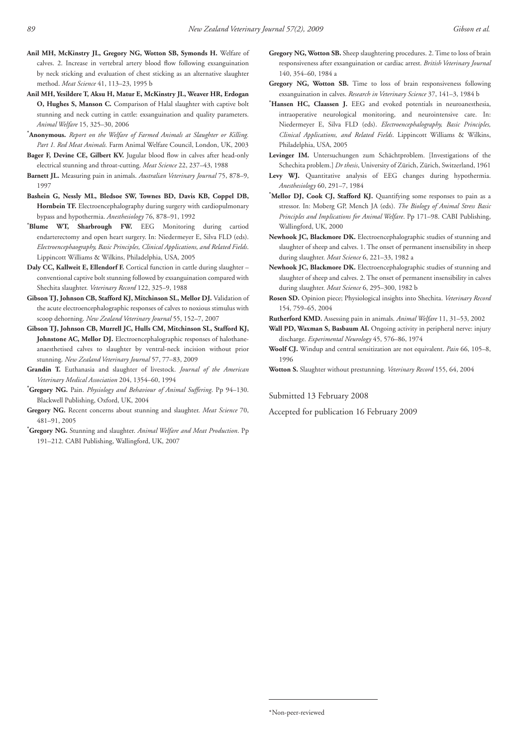**Anil MH, McKinstry JL, Gregory NG, Wotton SB, Symonds H.** Welfare of calves. 2. Increase in vertebral artery blood flow following exsanguination by neck sticking and evaluation of chest sticking as an alternative slaughter method. *Meat Science* 41, 113–23, 1995 b

**Anil MH, Yesildere T, Aksu H, Matur E, McKinstry JL, Weaver HR, Erdogan O, Hughes S, Manson C.** Comparison of Halal slaughter with captive bolt stunning and neck cutting in cattle: exsanguination and quality parameters. *Animal Welfare* 15, 325–30, 2006

***Anonymous.** *Report on the Welfare of Farmed Animals at Slaughter or Killing. Part 1. Red Meat Animals.* Farm Animal Welfare Council, London, UK, 2003

**Bager F, Devine CE, Gilbert KV.** Jugular blood flow in calves after head-only electrical stunning and throat-cutting. *Meat Science* 22, 237–43, 1988

**Barnett JL.** Measuring pain in animals. *Australian Veterinary Journal* 75, 878–9, 1997

**Bashein G, Nessly ML, Bledsoe SW, Townes BD, Davis KB, Coppel DB, Hornbein TF.** Electroencephalography during surgery with cardiopulmonary bypass and hypothermia. *Anesthesiology* 76, 878–91, 1992

***Blume WT, Sharbrough FW.** EEG Monitoring during cartiod endarterectomy and open heart surgery. In: Niedermeyer E, Silva FLD (eds). *Electroencephaography, Basic Principles, Clinical Applications, and Related Fields*. Lippincott Williams & Wilkins, Philadelphia, USA, 2005

**Daly CC, Kallweit E, Ellendorf F.** Cortical function in cattle during slaughter – conventional captive bolt stunning followed by exsanguination compared with Shechita slaughter. *Veterinary Record* 122, 325–9, 1988

**Gibson TJ, Johnson CB, Stafford KJ, Mitchinson SL, Mellor DJ.** Validation of the acute electroencephalographic responses of calves to noxious stimulus with scoop dehorning. *New Zealand Veterinary Journal* 55, 152–7, 2007

**Gibson TJ, Johnson CB, Murrell JC, Hulls CM, Mitchinson SL, Stafford KJ, Johnstone AC, Mellor DJ.** Electroencephalographic responses of halothane-anaesthetised calves to slaughter by ventral-neck incision without prior stunning. *New Zealand Veterinary Journal* 57, 77–83, 2009

**Grandin T.** Euthanasia and slaughter of livestock. *Journal of the American Veterinary Medical Association* 204, 1354–60, 1994

***Gregory NG.** Pain. *Physiology and Behaviour of Animal Suffering*. Pp 94–130. Blackwell Publishing, Oxford, UK, 2004

**Gregory NG.** Recent concerns about stunning and slaughter. *Meat Science* 70, 481–91, 2005

***Gregory NG.** Stunning and slaughter. *Animal Welfare and Meat Production*. Pp 191–212. CABI Publishing, Wallingford, UK, 2007

**Gregory NG, Wotton SB.** Sheep slaughtering procedures. 2. Time to loss of brain responsiveness after exsanguination or cardiac arrest. *British Veterinary Journal* 140, 354–60, 1984 a

**Gregory NG, Wotton SB.** Time to loss of brain responsiveness following exsanguination in calves. *Research in Veterinary Science* 37, 141–3, 1984 b

***Hansen HC, Claassen J.** EEG and evoked potentials in neuroanesthesia, intraoperative neurological monitoring, and neurointensive care. In: Niedermeyer E, Silva FLD (eds). *Electroencephalography, Basic Principles, Clinical Applications, and Related Fields*. Lippincott Williams & Wilkins, Philadelphia, USA, 2005

**Levinger IM.** Untersuchungen zum Schächtproblem. [Investigations of the Schechita problem.] *Dr thesis*, University of Zürich, Zürich, Switzerland, 1961

**Levy WJ.** Quantitative analysis of EEG changes during hypothermia. *Anesthesiology* 60, 291–7, 1984

***Mellor DJ, Cook CJ, Stafford KJ.** Quantifying some responses to pain as a stressor. In: Moberg GP, Mench JA (eds). *The Biology of Animal Stress Basic Principles and Implications for Animal Welfare*. Pp 171–98. CABI Publishing, Wallingford, UK, 2000

**Newhook JC, Blackmore DK.** Electroencephalographic studies of stunning and slaughter of sheep and calves. 1. The onset of permanent insensibility in sheep during slaughter. *Meat Science* 6, 221–33, 1982 a

**Newhook JC, Blackmore DK.** Electroencephalographic studies of stunning and slaughter of sheep and calves. 2. The onset of permanent insensibility in calves during slaughter. *Meat Science* 6, 295–300, 1982 b

**Rosen SD.** Opinion piece; Physiological insights into Shechita. *Veterinary Record* 154, 759–65, 2004

**Rutherford KMD.** Assessing pain in animals. *Animal Welfare* 11, 31–53, 2002

**Wall PD, Waxman S, Basbaum AI.** Ongoing activity in peripheral nerve: injury discharge. *Experimental Neurology* 45, 576–86, 1974

**Woolf CJ.** Windup and central sensitization are not equivalent. *Pain* 66, 105–8, 1996

**Wotton S.** Slaughter without prestunning. *Veterinary Record* 155, 64, 2004

Submitted 13 February 2008

Accepted for publication 16 February 2009

*Non-peer-reviewed